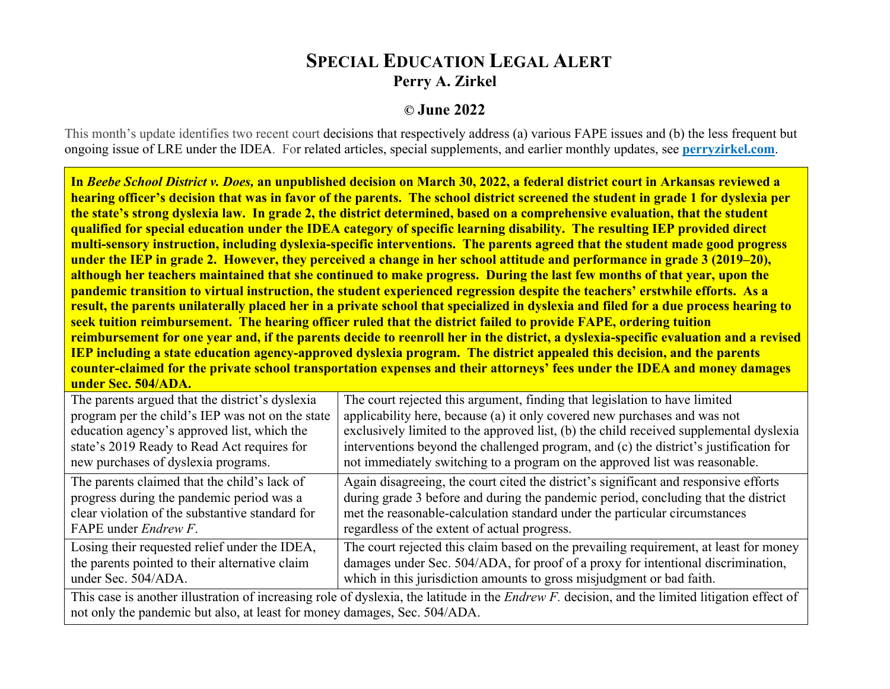# Special Education Legal Alert

**Perry A. Zirkel**

**© June 2022**

This month's update identifies two recent court decisions that respectively address (a) various FAPE issues and (b) the less frequent but ongoing issue of LRE under the IDEA. For related articles, special supplements, and earlier monthly updates, see **perryzirkel.com**.

**In *Beebe School District v. Does,* an unpublished decision on March 30, 2022, a federal district court in Arkansas reviewed a hearing officer's decision that was in favor of the parents. The school district screened the student in grade 1 for dyslexia per the state's strong dyslexia law. In grade 2, the district determined, based on a comprehensive evaluation, that the student qualified for special education under the IDEA category of specific learning disability. The resulting IEP provided direct multi-sensory instruction, including dyslexia-specific interventions. The parents agreed that the student made good progress under the IEP in grade 2. However, they perceived a change in her school attitude and performance in grade 3 (2019–20), although her teachers maintained that she continued to make progress. During the last few months of that year, upon the pandemic transition to virtual instruction, the student experienced regression despite the teachers' erstwhile efforts. As a result, the parents unilaterally placed her in a private school that specialized in dyslexia and filed for a due process hearing to seek tuition reimbursement. The hearing officer ruled that the district failed to provide FAPE, ordering tuition reimbursement for one year and, if the parents decide to reenroll her in the district, a dyslexia-specific evaluation and a revised IEP including a state education agency-approved dyslexia program. The district appealed this decision, and the parents counter-claimed for the private school transportation expenses and their attorneys' fees under the IDEA and money damages under Sec. 504/ADA.**

| | |
|---|---|
| The parents argued that the district's dyslexia program per the child's IEP was not on the state education agency's approved list, which the state's 2019 Ready to Read Act requires for new purchases of dyslexia programs. | The court rejected this argument, finding that legislation to have limited applicability here, because (a) it only covered new purchases and was not exclusively limited to the approved list, (b) the child received supplemental dyslexia interventions beyond the challenged program, and (c) the district's justification for not immediately switching to a program on the approved list was reasonable. |
| The parents claimed that the child's lack of progress during the pandemic period was a clear violation of the substantive standard for FAPE under *Endrew F*. | Again disagreeing, the court cited the district's significant and responsive efforts during grade 3 before and during the pandemic period, concluding that the district met the reasonable-calculation standard under the particular circumstances regardless of the extent of actual progress. |
| Losing their requested relief under the IDEA, the parents pointed to their alternative claim under Sec. 504/ADA. | The court rejected this claim based on the prevailing requirement, at least for money damages under Sec. 504/ADA, for proof of a proxy for intentional discrimination, which in this jurisdiction amounts to gross misjudgment or bad faith. |

This case is another illustration of increasing role of dyslexia, the latitude in the *Endrew F.* decision, and the limited litigation effect of not only the pandemic but also, at least for money damages, Sec. 504/ADA.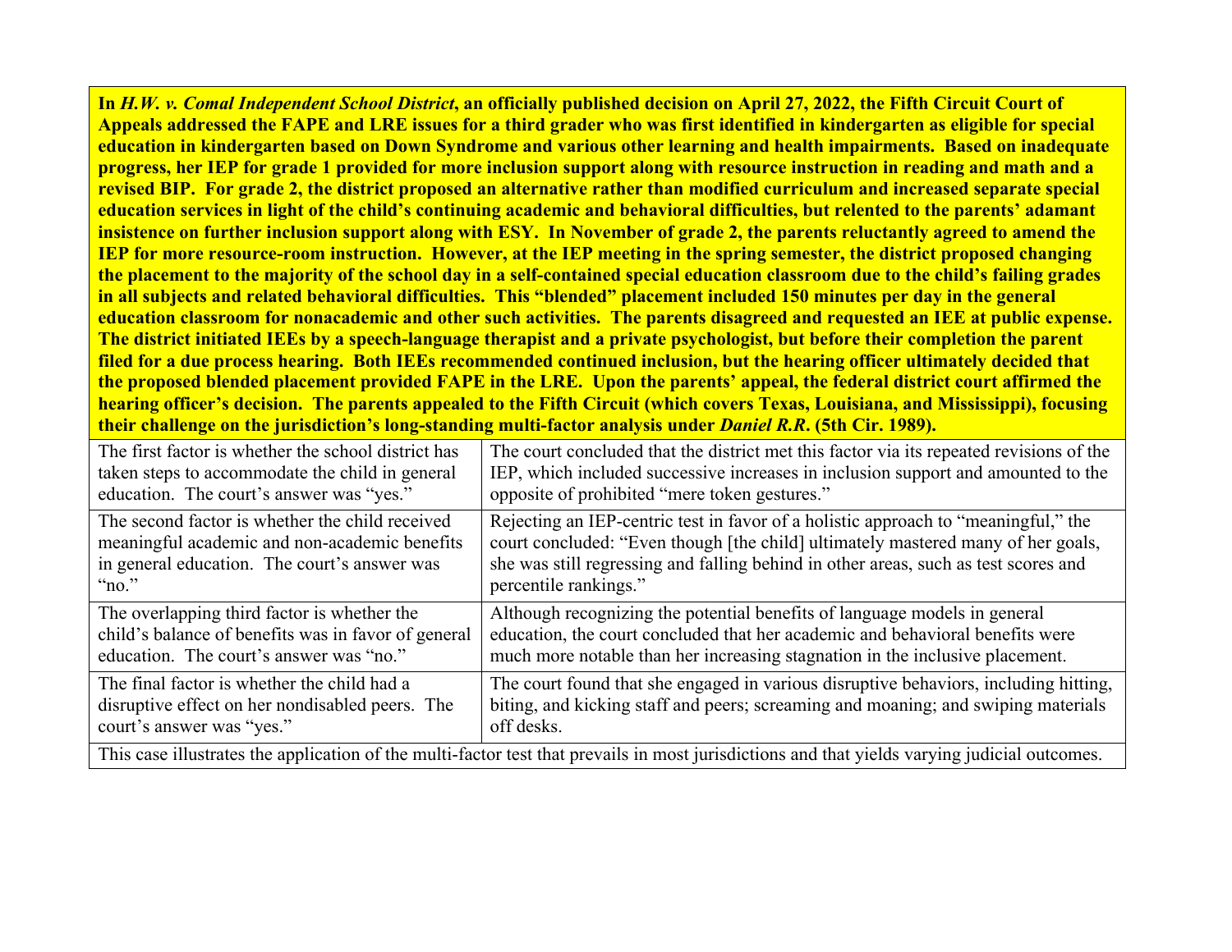| | |
|---|---|
| **In *H.W. v. Comal Independent School District*, an officially published decision on April 27, 2022, the Fifth Circuit Court of Appeals addressed the FAPE and LRE issues for a third grader who was first identified in kindergarten as eligible for special education in kindergarten based on Down Syndrome and various other learning and health impairments. Based on inadequate progress, her IEP for grade 1 provided for more inclusion support along with resource instruction in reading and math and a revised BIP. For grade 2, the district proposed an alternative rather than modified curriculum and increased separate special education services in light of the child's continuing academic and behavioral difficulties, but relented to the parents' adamant insistence on further inclusion support along with ESY. In November of grade 2, the parents reluctantly agreed to amend the IEP for more resource-room instruction. However, at the IEP meeting in the spring semester, the district proposed changing the placement to the majority of the school day in a self-contained special education classroom due to the child's failing grades in all subjects and related behavioral difficulties. This "blended" placement included 150 minutes per day in the general education classroom for nonacademic and other such activities. The parents disagreed and requested an IEE at public expense. The district initiated IEEs by a speech-language therapist and a private psychologist, but before their completion the parent filed for a due process hearing. Both IEEs recommended continued inclusion, but the hearing officer ultimately decided that the proposed blended placement provided FAPE in the LRE. Upon the parents' appeal, the federal district court affirmed the hearing officer's decision. The parents appealed to the Fifth Circuit (which covers Texas, Louisiana, and Mississippi), focusing their challenge on the jurisdiction's long-standing multi-factor analysis under *Daniel R.R.* (5th Cir. 1989).** | |
| The first factor is whether the school district has taken steps to accommodate the child in general education. The court's answer was "yes." | The court concluded that the district met this factor via its repeated revisions of the IEP, which included successive increases in inclusion support and amounted to the opposite of prohibited "mere token gestures." |
| The second factor is whether the child received meaningful academic and non-academic benefits in general education. The court's answer was "no." | Rejecting an IEP-centric test in favor of a holistic approach to "meaningful," the court concluded: "Even though [the child] ultimately mastered many of her goals, she was still regressing and falling behind in other areas, such as test scores and percentile rankings." |
| The overlapping third factor is whether the child's balance of benefits was in favor of general education. The court's answer was "no." | Although recognizing the potential benefits of language models in general education, the court concluded that her academic and behavioral benefits were much more notable than her increasing stagnation in the inclusive placement. |
| The final factor is whether the child had a disruptive effect on her nondisabled peers. The court's answer was "yes." | The court found that she engaged in various disruptive behaviors, including hitting, biting, and kicking staff and peers; screaming and moaning; and swiping materials off desks. |
| This case illustrates the application of the multi-factor test that prevails in most jurisdictions and that yields varying judicial outcomes. | |